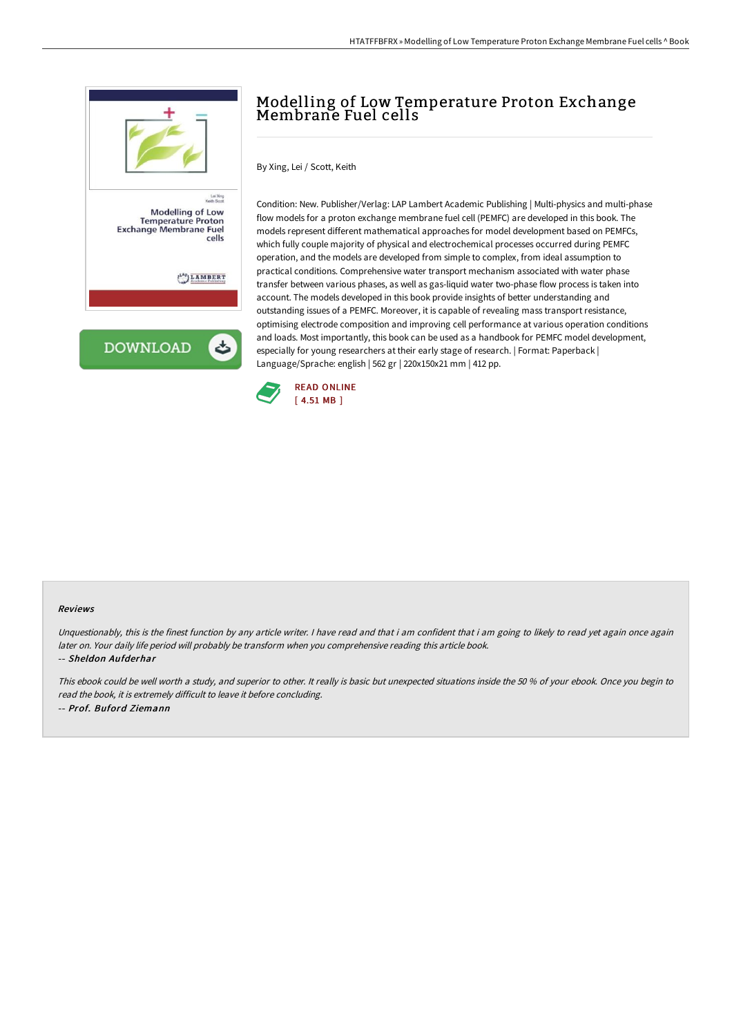# Modelling of Low Temperature Proton Exchange Membrane Fuel cells

By Xing, Lei / Scott, Keith

Condition: New. Publisher/Verlag: LAP Lambert Academic Publishing | Multi-physics and multi-phase flow models for a proton exchange membrane fuel cell (PEMFC) are developed in this book. The models represent different mathematical approaches for model development based on PEMFCs, which fully couple majority of physical and electrochemical processes occurred during PEMFC operation, and the models are developed from simple to complex, from ideal assumption to practical conditions. Comprehensive water transport mechanism associated with water phase transfer between various phases, as well as gas-liquid water two-phase flow process is taken into account. The models developed in this book provide insights of better understanding and outstanding issues of a PEMFC. Moreover, it is capable of revealing mass transport resistance, optimising electrode composition and improving cell performance at various operation conditions and loads. Most importantly, this book can be used as a handbook for PEMFC model development, especially for young researchers at their early stage of research. | Format: Paperback | Language/Sprache: english | 562 gr | 220x150x21 mm | 412 pp.

READ ONLINE
[ 4.51 MB ]

#### Reviews

*Unquestionably, this is the finest function by any article writer. I have read and that i am confident that i am going to likely to read yet again once again later on. Your daily life period will probably be transform when you comprehensive reading this article book.*

-- ***Sheldon Aufderhar***

*This ebook could be well worth a study, and superior to other. It really is basic but unexpected situations inside the 50 % of your ebook. Once you begin to read the book, it is extremely difficult to leave it before concluding.*

-- ***Prof. Buford Ziemann***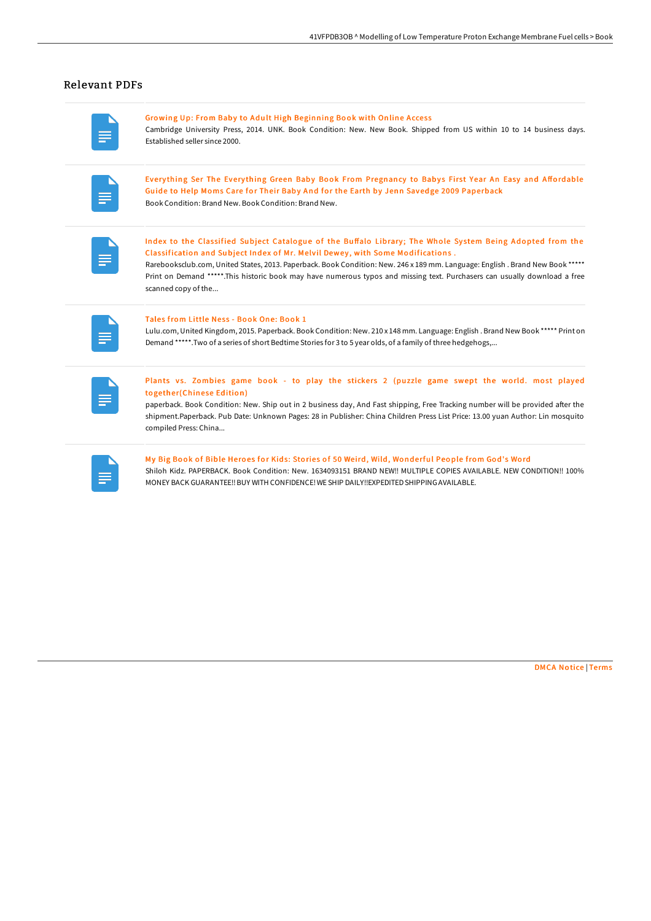## Relevant PDFs

**Growing Up: From Baby to Adult High Beginning Book with Online Access**

Cambridge University Press, 2014. UNK. Book Condition: New. New Book. Shipped from US within 10 to 14 business days. Established seller since 2000.

**Everything Ser The Everything Green Baby Book From Pregnancy to Babys First Year An Easy and Affordable Guide to Help Moms Care for Their Baby And for the Earth by Jenn Savedge 2009 Paperback**

Book Condition: Brand New. Book Condition: Brand New.

**Index to the Classified Subject Catalogue of the Buffalo Library; The Whole System Being Adopted from the Classification and Subject Index of Mr. Melvil Dewey, with Some Modifications .**

Rarebooksclub.com, United States, 2013. Paperback. Book Condition: New. 246 x 189 mm. Language: English . Brand New Book ***** Print on Demand *****.This historic book may have numerous typos and missing text. Purchasers can usually download a free scanned copy of the...

**Tales from Little Ness - Book One: Book 1**

Lulu.com, United Kingdom, 2015. Paperback. Book Condition: New. 210 x 148 mm. Language: English . Brand New Book ***** Print on Demand *****.Two of a series of short Bedtime Stories for 3 to 5 year olds, of a family of three hedgehogs,...

**Plants vs. Zombies game book - to play the stickers 2 (puzzle game swept the world. most played together(Chinese Edition)**

paperback. Book Condition: New. Ship out in 2 business day, And Fast shipping, Free Tracking number will be provided after the shipment.Paperback. Pub Date: Unknown Pages: 28 in Publisher: China Children Press List Price: 13.00 yuan Author: Lin mosquito compiled Press: China...

**My Big Book of Bible Heroes for Kids: Stories of 50 Weird, Wild, Wonderful People from God's Word**

Shiloh Kidz. PAPERBACK. Book Condition: New. 1634093151 BRAND NEW!! MULTIPLE COPIES AVAILABLE. NEW CONDITION!! 100% MONEY BACK GUARANTEE!! BUY WITH CONFIDENCE! WE SHIP DAILY!!EXPEDITED SHIPPING AVAILABLE.